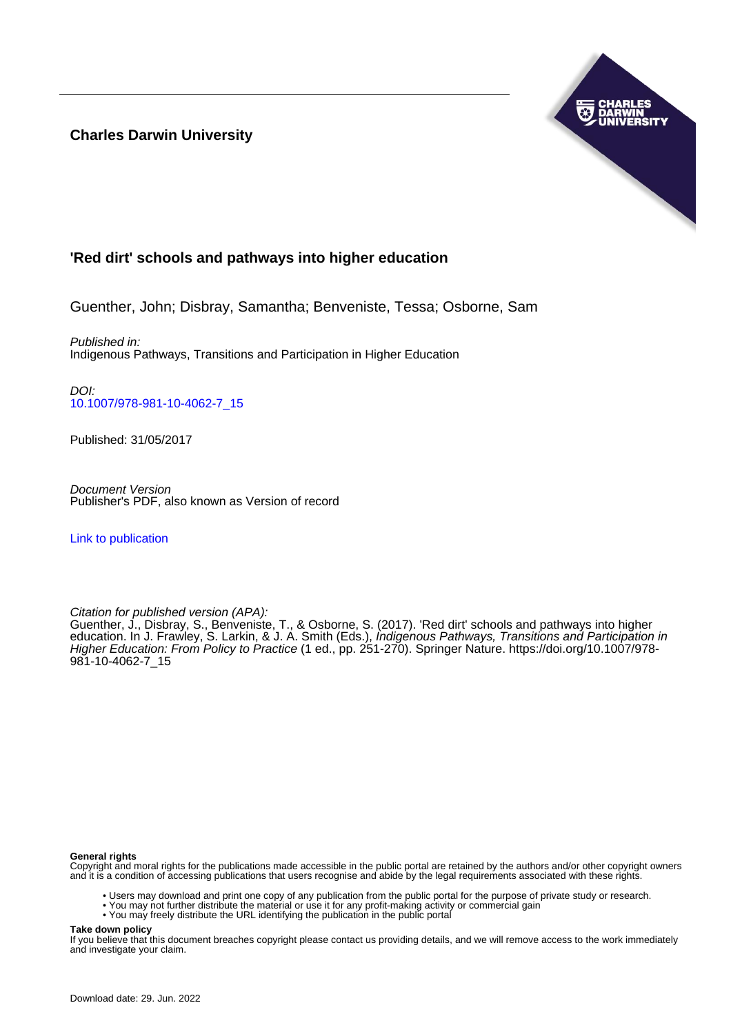**Charles Darwin University**

# 'Red dirt' schools and pathways into higher education

Guenther, John; Disbray, Samantha; Benveniste, Tessa; Osborne, Sam

*Published in:*
Indigenous Pathways, Transitions and Participation in Higher Education

*DOI:*
10.1007/978-981-10-4062-7_15

Published: 31/05/2017

*Document Version*
Publisher's PDF, also known as Version of record

Link to publication

*Citation for published version (APA):*
Guenther, J., Disbray, S., Benveniste, T., & Osborne, S. (2017). 'Red dirt' schools and pathways into higher education. In J. Frawley, S. Larkin, & J. A. Smith (Eds.), *Indigenous Pathways, Transitions and Participation in Higher Education: From Policy to Practice* (1 ed., pp. 251-270). Springer Nature. https://doi.org/10.1007/978-981-10-4062-7_15

**General rights**
Copyright and moral rights for the publications made accessible in the public portal are retained by the authors and/or other copyright owners and it is a condition of accessing publications that users recognise and abide by the legal requirements associated with these rights.

- Users may download and print one copy of any publication from the public portal for the purpose of private study or research.
- You may not further distribute the material or use it for any profit-making activity or commercial gain
- You may freely distribute the URL identifying the publication in the public portal

**Take down policy**
If you believe that this document breaches copyright please contact us providing details, and we will remove access to the work immediately and investigate your claim.

Download date: 29. Jun. 2022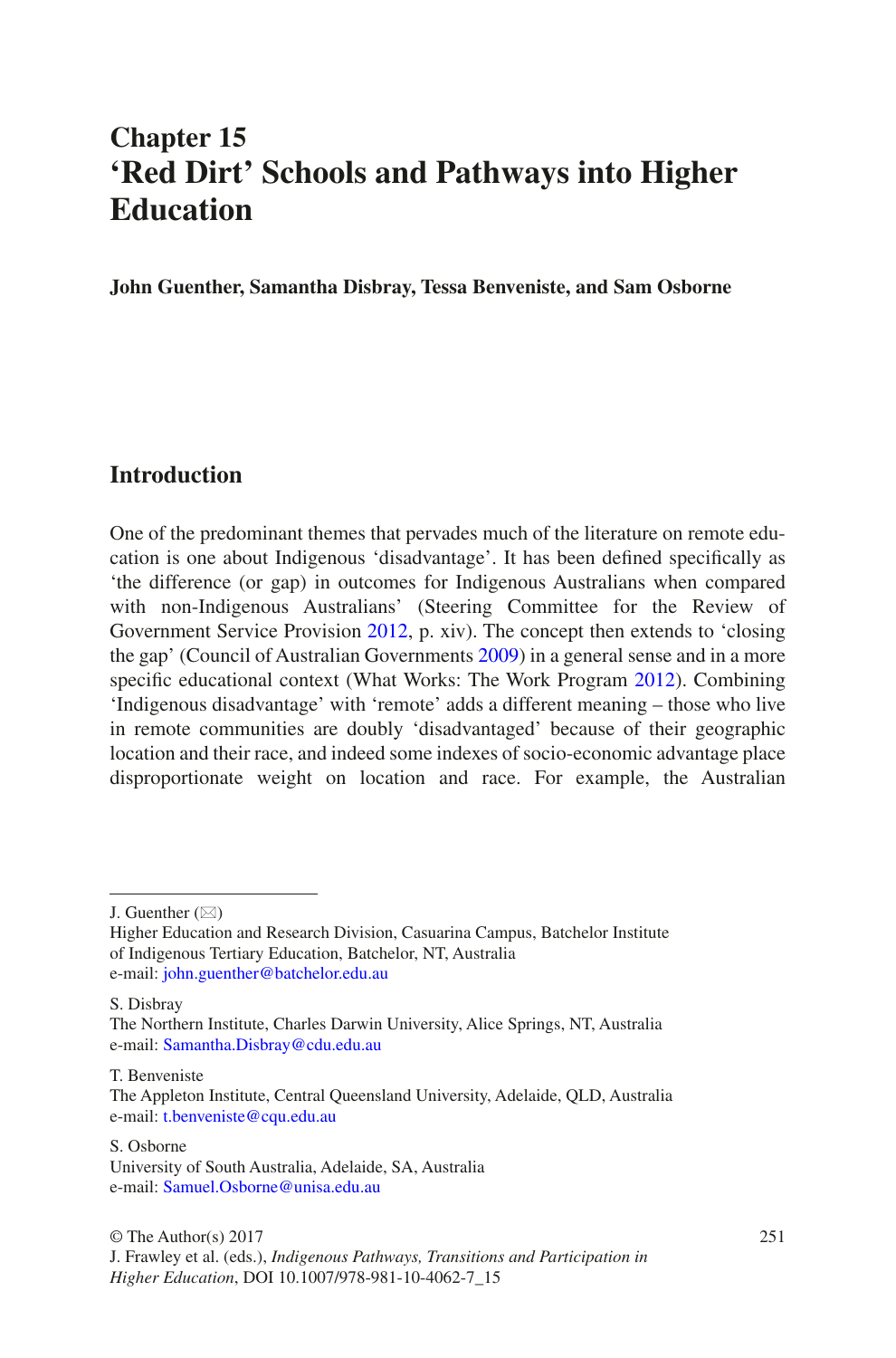# Chapter 15
# 'Red Dirt' Schools and Pathways into Higher Education

**John Guenther, Samantha Disbray, Tessa Benveniste, and Sam Osborne**

## Introduction

One of the predominant themes that pervades much of the literature on remote education is one about Indigenous 'disadvantage'. It has been defined specifically as 'the difference (or gap) in outcomes for Indigenous Australians when compared with non-Indigenous Australians' (Steering Committee for the Review of Government Service Provision 2012, p. xiv). The concept then extends to 'closing the gap' (Council of Australian Governments 2009) in a general sense and in a more specific educational context (What Works: The Work Program 2012). Combining 'Indigenous disadvantage' with 'remote' adds a different meaning – those who live in remote communities are doubly 'disadvantaged' because of their geographic location and their race, and indeed some indexes of socio-economic advantage place disproportionate weight on location and race. For example, the Australian

---

J. Guenther (✉)
Higher Education and Research Division, Casuarina Campus, Batchelor Institute of Indigenous Tertiary Education, Batchelor, NT, Australia
e-mail: john.guenther@batchelor.edu.au

S. Disbray
The Northern Institute, Charles Darwin University, Alice Springs, NT, Australia
e-mail: Samantha.Disbray@cdu.edu.au

T. Benveniste
The Appleton Institute, Central Queensland University, Adelaide, QLD, Australia
e-mail: t.benveniste@cqu.edu.au

S. Osborne
University of South Australia, Adelaide, SA, Australia
e-mail: Samuel.Osborne@unisa.edu.au

© The Author(s) 2017
J. Frawley et al. (eds.), *Indigenous Pathways, Transitions and Participation in Higher Education*, DOI 10.1007/978-981-10-4062-7_15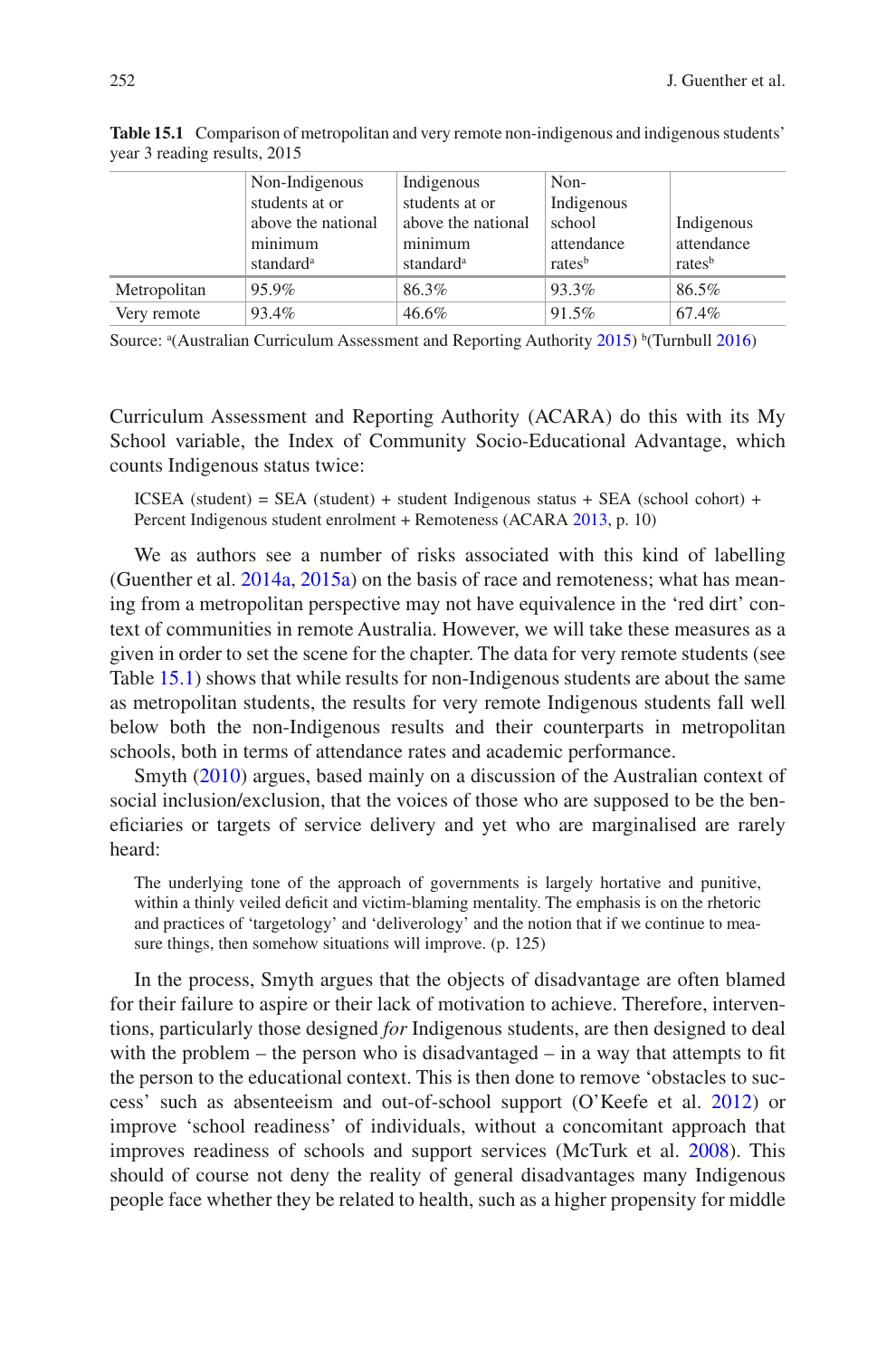**Table 15.1** Comparison of metropolitan and very remote non-indigenous and indigenous students' year 3 reading results, 2015

| | Non-Indigenous students at or above the national minimum standard[a] | Indigenous students at or above the national minimum standard[a] | Non-Indigenous school attendance rates[b] | Indigenous attendance rates[b] |
|---|---|---|---|---|
| Metropolitan | 95.9% | 86.3% | 93.3% | 86.5% |
| Very remote | 93.4% | 46.6% | 91.5% | 67.4% |

Source: [a](Australian Curriculum Assessment and Reporting Authority 2015) [b](Turnbull 2016)

Curriculum Assessment and Reporting Authority (ACARA) do this with its My School variable, the Index of Community Socio-Educational Advantage, which counts Indigenous status twice:

> ICSEA (student) = SEA (student) + student Indigenous status + SEA (school cohort) + Percent Indigenous student enrolment + Remoteness (ACARA 2013, p. 10)

We as authors see a number of risks associated with this kind of labelling (Guenther et al. 2014a, 2015a) on the basis of race and remoteness; what has meaning from a metropolitan perspective may not have equivalence in the 'red dirt' context of communities in remote Australia. However, we will take these measures as a given in order to set the scene for the chapter. The data for very remote students (see Table 15.1) shows that while results for non-Indigenous students are about the same as metropolitan students, the results for very remote Indigenous students fall well below both the non-Indigenous results and their counterparts in metropolitan schools, both in terms of attendance rates and academic performance.

Smyth (2010) argues, based mainly on a discussion of the Australian context of social inclusion/exclusion, that the voices of those who are supposed to be the beneficiaries or targets of service delivery and yet who are marginalised are rarely heard:

> The underlying tone of the approach of governments is largely hortative and punitive, within a thinly veiled deficit and victim-blaming mentality. The emphasis is on the rhetoric and practices of 'targetology' and 'deliverology' and the notion that if we continue to measure things, then somehow situations will improve. (p. 125)

In the process, Smyth argues that the objects of disadvantage are often blamed for their failure to aspire or their lack of motivation to achieve. Therefore, interventions, particularly those designed *for* Indigenous students, are then designed to deal with the problem – the person who is disadvantaged – in a way that attempts to fit the person to the educational context. This is then done to remove 'obstacles to success' such as absenteeism and out-of-school support (O'Keefe et al. 2012) or improve 'school readiness' of individuals, without a concomitant approach that improves readiness of schools and support services (McTurk et al. 2008). This should of course not deny the reality of general disadvantages many Indigenous people face whether they be related to health, such as a higher propensity for middle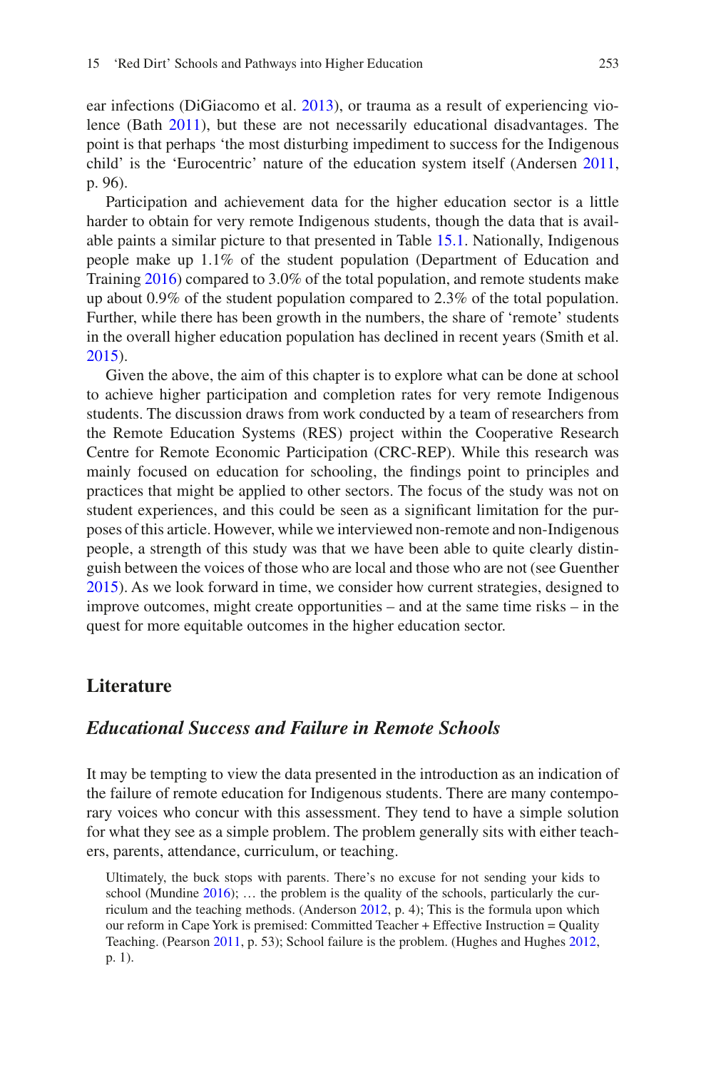ear infections (DiGiacomo et al. 2013), or trauma as a result of experiencing violence (Bath 2011), but these are not necessarily educational disadvantages. The point is that perhaps 'the most disturbing impediment to success for the Indigenous child' is the 'Eurocentric' nature of the education system itself (Andersen 2011, p. 96).

Participation and achievement data for the higher education sector is a little harder to obtain for very remote Indigenous students, though the data that is available paints a similar picture to that presented in Table 15.1. Nationally, Indigenous people make up 1.1% of the student population (Department of Education and Training 2016) compared to 3.0% of the total population, and remote students make up about 0.9% of the student population compared to 2.3% of the total population. Further, while there has been growth in the numbers, the share of 'remote' students in the overall higher education population has declined in recent years (Smith et al. 2015).

Given the above, the aim of this chapter is to explore what can be done at school to achieve higher participation and completion rates for very remote Indigenous students. The discussion draws from work conducted by a team of researchers from the Remote Education Systems (RES) project within the Cooperative Research Centre for Remote Economic Participation (CRC-REP). While this research was mainly focused on education for schooling, the findings point to principles and practices that might be applied to other sectors. The focus of the study was not on student experiences, and this could be seen as a significant limitation for the purposes of this article. However, while we interviewed non-remote and non-Indigenous people, a strength of this study was that we have been able to quite clearly distinguish between the voices of those who are local and those who are not (see Guenther 2015). As we look forward in time, we consider how current strategies, designed to improve outcomes, might create opportunities – and at the same time risks – in the quest for more equitable outcomes in the higher education sector.

## Literature

### *Educational Success and Failure in Remote Schools*

It may be tempting to view the data presented in the introduction as an indication of the failure of remote education for Indigenous students. There are many contemporary voices who concur with this assessment. They tend to have a simple solution for what they see as a simple problem. The problem generally sits with either teachers, parents, attendance, curriculum, or teaching.

> Ultimately, the buck stops with parents. There's no excuse for not sending your kids to school (Mundine 2016); … the problem is the quality of the schools, particularly the curriculum and the teaching methods. (Anderson 2012, p. 4); This is the formula upon which our reform in Cape York is premised: Committed Teacher + Effective Instruction = Quality Teaching. (Pearson 2011, p. 53); School failure is the problem. (Hughes and Hughes 2012, p. 1).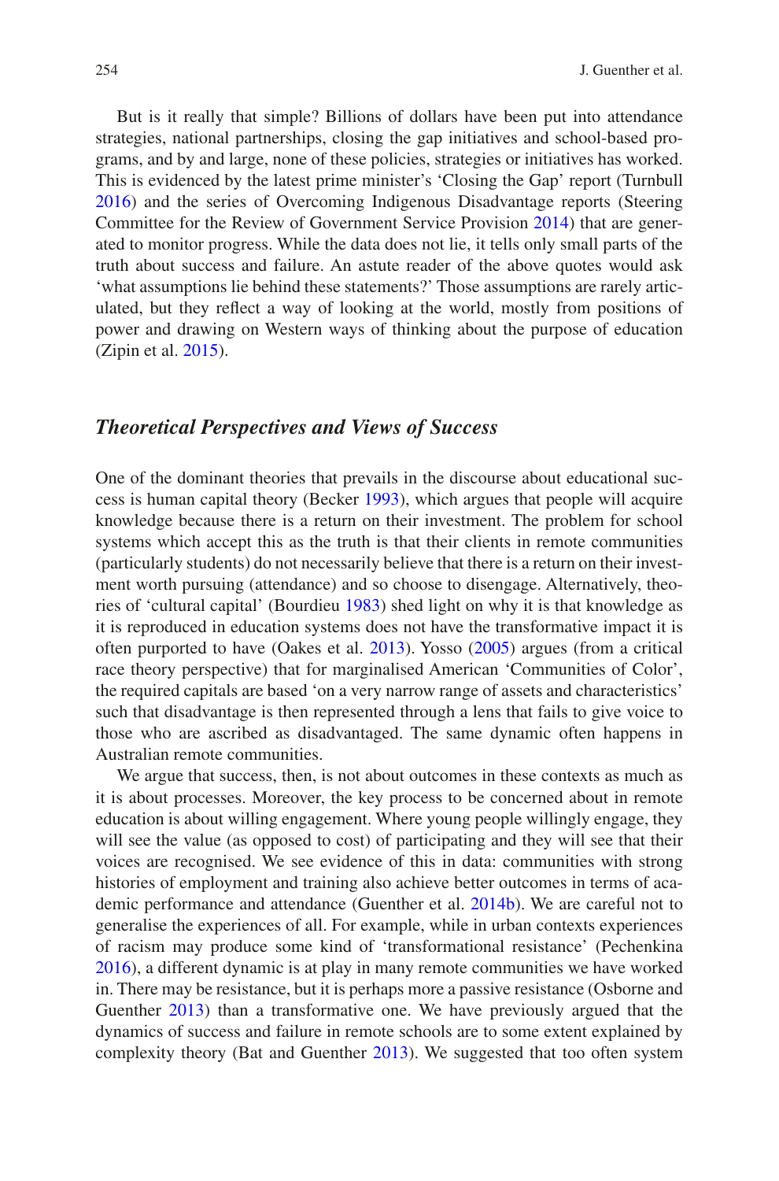But is it really that simple? Billions of dollars have been put into attendance strategies, national partnerships, closing the gap initiatives and school-based programs, and by and large, none of these policies, strategies or initiatives has worked. This is evidenced by the latest prime minister's 'Closing the Gap' report (Turnbull 2016) and the series of Overcoming Indigenous Disadvantage reports (Steering Committee for the Review of Government Service Provision 2014) that are generated to monitor progress. While the data does not lie, it tells only small parts of the truth about success and failure. An astute reader of the above quotes would ask 'what assumptions lie behind these statements?' Those assumptions are rarely articulated, but they reflect a way of looking at the world, mostly from positions of power and drawing on Western ways of thinking about the purpose of education (Zipin et al. 2015).

### *Theoretical Perspectives and Views of Success*

One of the dominant theories that prevails in the discourse about educational success is human capital theory (Becker 1993), which argues that people will acquire knowledge because there is a return on their investment. The problem for school systems which accept this as the truth is that their clients in remote communities (particularly students) do not necessarily believe that there is a return on their investment worth pursuing (attendance) and so choose to disengage. Alternatively, theories of 'cultural capital' (Bourdieu 1983) shed light on why it is that knowledge as it is reproduced in education systems does not have the transformative impact it is often purported to have (Oakes et al. 2013). Yosso (2005) argues (from a critical race theory perspective) that for marginalised American 'Communities of Color', the required capitals are based 'on a very narrow range of assets and characteristics' such that disadvantage is then represented through a lens that fails to give voice to those who are ascribed as disadvantaged. The same dynamic often happens in Australian remote communities.

We argue that success, then, is not about outcomes in these contexts as much as it is about processes. Moreover, the key process to be concerned about in remote education is about willing engagement. Where young people willingly engage, they will see the value (as opposed to cost) of participating and they will see that their voices are recognised. We see evidence of this in data: communities with strong histories of employment and training also achieve better outcomes in terms of academic performance and attendance (Guenther et al. 2014b). We are careful not to generalise the experiences of all. For example, while in urban contexts experiences of racism may produce some kind of 'transformational resistance' (Pechenkina 2016), a different dynamic is at play in many remote communities we have worked in. There may be resistance, but it is perhaps more a passive resistance (Osborne and Guenther 2013) than a transformative one. We have previously argued that the dynamics of success and failure in remote schools are to some extent explained by complexity theory (Bat and Guenther 2013). We suggested that too often system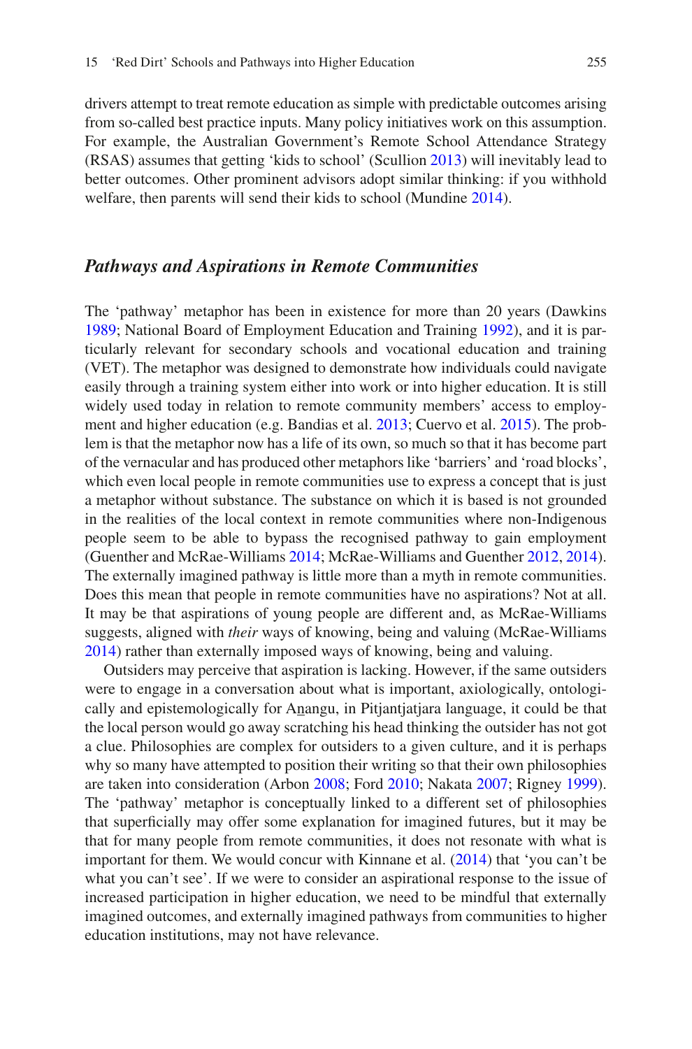drivers attempt to treat remote education as simple with predictable outcomes arising from so-called best practice inputs. Many policy initiatives work on this assumption. For example, the Australian Government's Remote School Attendance Strategy (RSAS) assumes that getting 'kids to school' (Scullion 2013) will inevitably lead to better outcomes. Other prominent advisors adopt similar thinking: if you withhold welfare, then parents will send their kids to school (Mundine 2014).

### *Pathways and Aspirations in Remote Communities*

The 'pathway' metaphor has been in existence for more than 20 years (Dawkins 1989; National Board of Employment Education and Training 1992), and it is particularly relevant for secondary schools and vocational education and training (VET). The metaphor was designed to demonstrate how individuals could navigate easily through a training system either into work or into higher education. It is still widely used today in relation to remote community members' access to employment and higher education (e.g. Bandias et al. 2013; Cuervo et al. 2015). The problem is that the metaphor now has a life of its own, so much so that it has become part of the vernacular and has produced other metaphors like 'barriers' and 'road blocks', which even local people in remote communities use to express a concept that is just a metaphor without substance. The substance on which it is based is not grounded in the realities of the local context in remote communities where non-Indigenous people seem to be able to bypass the recognised pathway to gain employment (Guenther and McRae-Williams 2014; McRae-Williams and Guenther 2012, 2014). The externally imagined pathway is little more than a myth in remote communities. Does this mean that people in remote communities have no aspirations? Not at all. It may be that aspirations of young people are different and, as McRae-Williams suggests, aligned with *their* ways of knowing, being and valuing (McRae-Williams 2014) rather than externally imposed ways of knowing, being and valuing.

Outsiders may perceive that aspiration is lacking. However, if the same outsiders were to engage in a conversation about what is important, axiologically, ontologically and epistemologically for A<u>n</u>angu, in Pitjantjatjara language, it could be that the local person would go away scratching his head thinking the outsider has not got a clue. Philosophies are complex for outsiders to a given culture, and it is perhaps why so many have attempted to position their writing so that their own philosophies are taken into consideration (Arbon 2008; Ford 2010; Nakata 2007; Rigney 1999). The 'pathway' metaphor is conceptually linked to a different set of philosophies that superficially may offer some explanation for imagined futures, but it may be that for many people from remote communities, it does not resonate with what is important for them. We would concur with Kinnane et al. (2014) that 'you can't be what you can't see'. If we were to consider an aspirational response to the issue of increased participation in higher education, we need to be mindful that externally imagined outcomes, and externally imagined pathways from communities to higher education institutions, may not have relevance.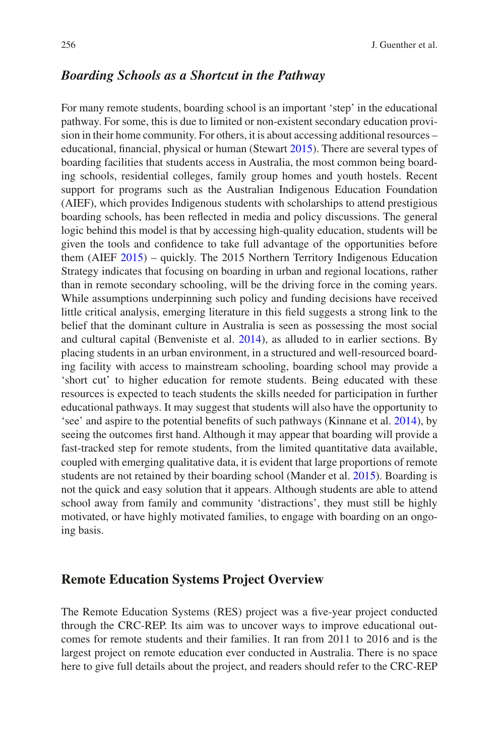### *Boarding Schools as a Shortcut in the Pathway*

For many remote students, boarding school is an important 'step' in the educational pathway. For some, this is due to limited or non-existent secondary education provision in their home community. For others, it is about accessing additional resources – educational, financial, physical or human (Stewart 2015). There are several types of boarding facilities that students access in Australia, the most common being boarding schools, residential colleges, family group homes and youth hostels. Recent support for programs such as the Australian Indigenous Education Foundation (AIEF), which provides Indigenous students with scholarships to attend prestigious boarding schools, has been reflected in media and policy discussions. The general logic behind this model is that by accessing high-quality education, students will be given the tools and confidence to take full advantage of the opportunities before them (AIEF 2015) – quickly. The 2015 Northern Territory Indigenous Education Strategy indicates that focusing on boarding in urban and regional locations, rather than in remote secondary schooling, will be the driving force in the coming years. While assumptions underpinning such policy and funding decisions have received little critical analysis, emerging literature in this field suggests a strong link to the belief that the dominant culture in Australia is seen as possessing the most social and cultural capital (Benveniste et al. 2014), as alluded to in earlier sections. By placing students in an urban environment, in a structured and well-resourced boarding facility with access to mainstream schooling, boarding school may provide a 'short cut' to higher education for remote students. Being educated with these resources is expected to teach students the skills needed for participation in further educational pathways. It may suggest that students will also have the opportunity to 'see' and aspire to the potential benefits of such pathways (Kinnane et al. 2014), by seeing the outcomes first hand. Although it may appear that boarding will provide a fast-tracked step for remote students, from the limited quantitative data available, coupled with emerging qualitative data, it is evident that large proportions of remote students are not retained by their boarding school (Mander et al. 2015). Boarding is not the quick and easy solution that it appears. Although students are able to attend school away from family and community 'distractions', they must still be highly motivated, or have highly motivated families, to engage with boarding on an ongoing basis.

## Remote Education Systems Project Overview

The Remote Education Systems (RES) project was a five-year project conducted through the CRC-REP. Its aim was to uncover ways to improve educational outcomes for remote students and their families. It ran from 2011 to 2016 and is the largest project on remote education ever conducted in Australia. There is no space here to give full details about the project, and readers should refer to the CRC-REP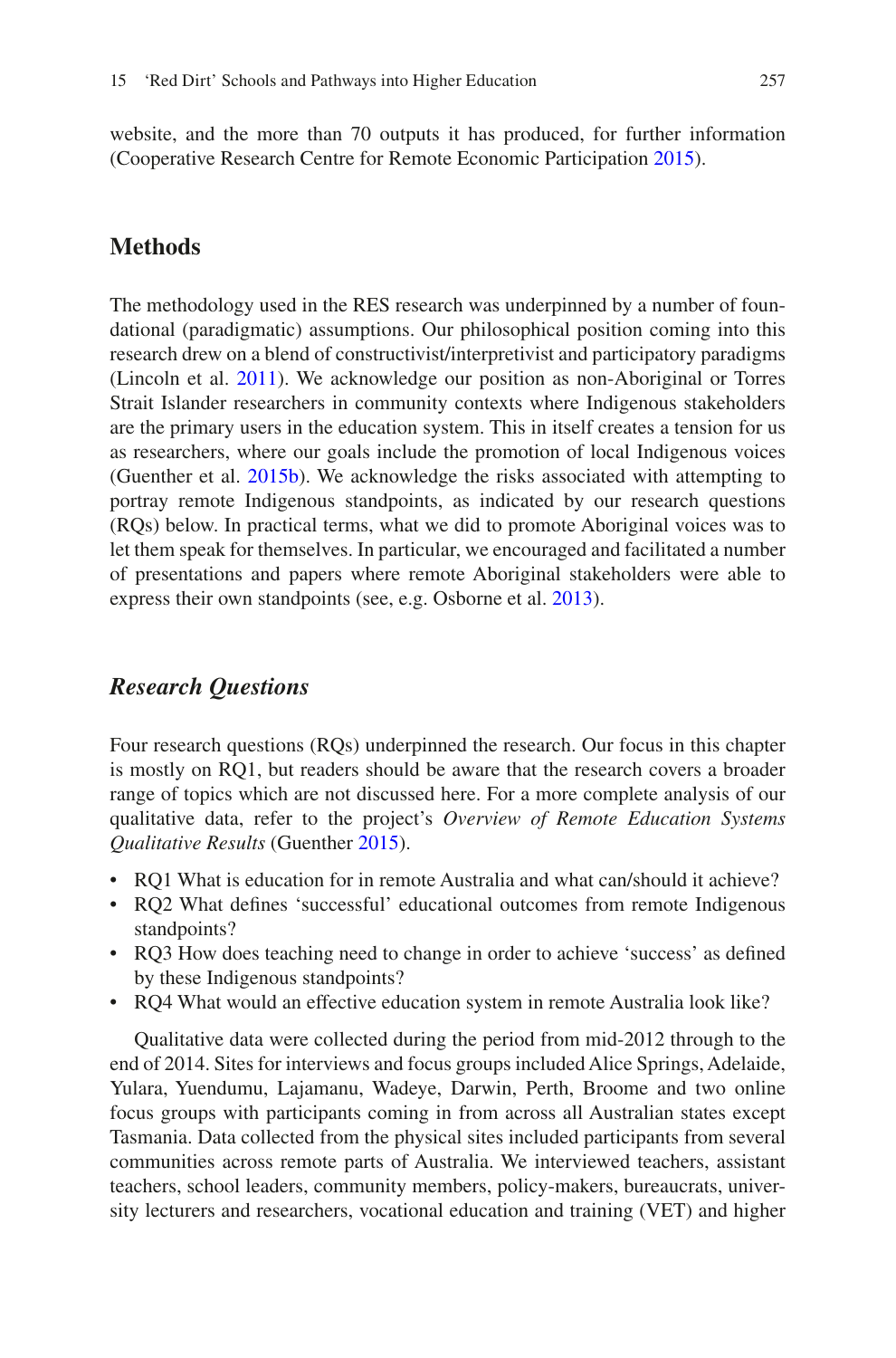website, and the more than 70 outputs it has produced, for further information (Cooperative Research Centre for Remote Economic Participation 2015).

## Methods

The methodology used in the RES research was underpinned by a number of foundational (paradigmatic) assumptions. Our philosophical position coming into this research drew on a blend of constructivist/interpretivist and participatory paradigms (Lincoln et al. 2011). We acknowledge our position as non-Aboriginal or Torres Strait Islander researchers in community contexts where Indigenous stakeholders are the primary users in the education system. This in itself creates a tension for us as researchers, where our goals include the promotion of local Indigenous voices (Guenther et al. 2015b). We acknowledge the risks associated with attempting to portray remote Indigenous standpoints, as indicated by our research questions (RQs) below. In practical terms, what we did to promote Aboriginal voices was to let them speak for themselves. In particular, we encouraged and facilitated a number of presentations and papers where remote Aboriginal stakeholders were able to express their own standpoints (see, e.g. Osborne et al. 2013).

### *Research Questions*

Four research questions (RQs) underpinned the research. Our focus in this chapter is mostly on RQ1, but readers should be aware that the research covers a broader range of topics which are not discussed here. For a more complete analysis of our qualitative data, refer to the project's *Overview of Remote Education Systems Qualitative Results* (Guenther 2015).

- RQ1 What is education for in remote Australia and what can/should it achieve?
- RQ2 What defines 'successful' educational outcomes from remote Indigenous standpoints?
- RQ3 How does teaching need to change in order to achieve 'success' as defined by these Indigenous standpoints?
- RQ4 What would an effective education system in remote Australia look like?

Qualitative data were collected during the period from mid-2012 through to the end of 2014. Sites for interviews and focus groups included Alice Springs, Adelaide, Yulara, Yuendumu, Lajamanu, Wadeye, Darwin, Perth, Broome and two online focus groups with participants coming in from across all Australian states except Tasmania. Data collected from the physical sites included participants from several communities across remote parts of Australia. We interviewed teachers, assistant teachers, school leaders, community members, policy-makers, bureaucrats, university lecturers and researchers, vocational education and training (VET) and higher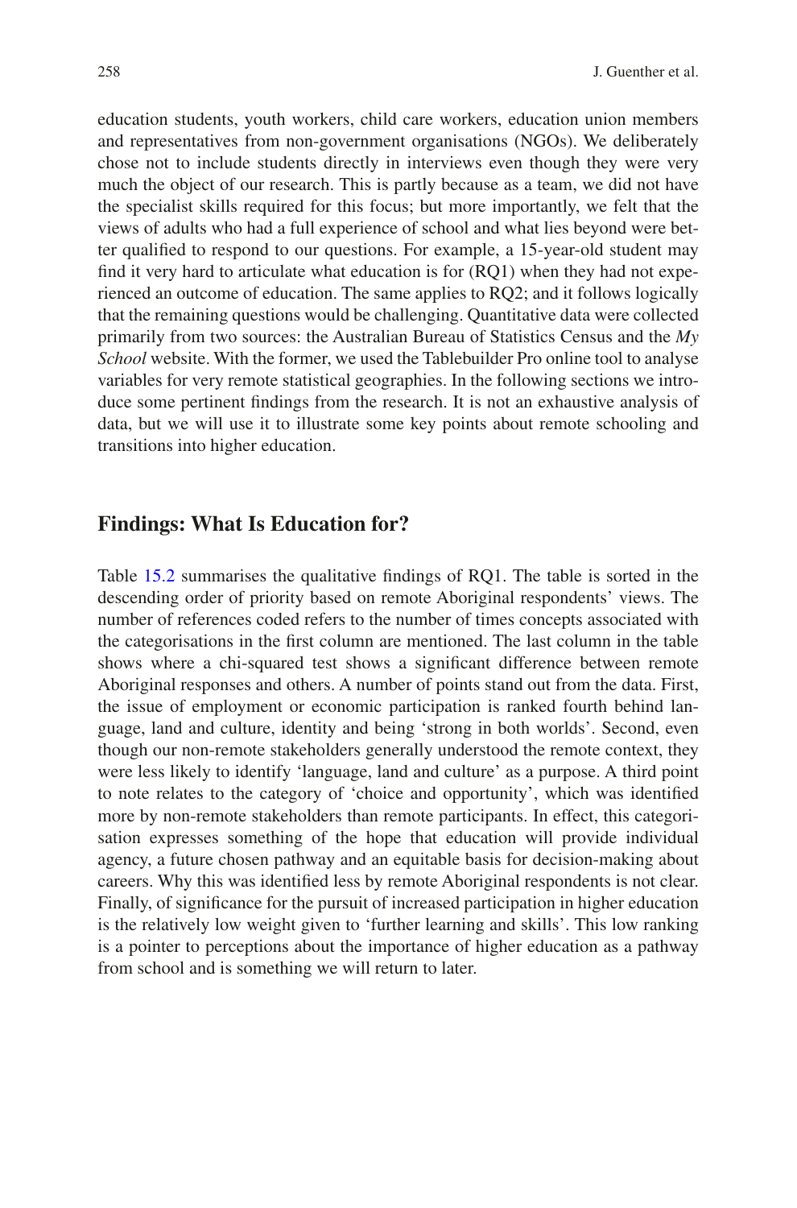education students, youth workers, child care workers, education union members and representatives from non-government organisations (NGOs). We deliberately chose not to include students directly in interviews even though they were very much the object of our research. This is partly because as a team, we did not have the specialist skills required for this focus; but more importantly, we felt that the views of adults who had a full experience of school and what lies beyond were better qualified to respond to our questions. For example, a 15-year-old student may find it very hard to articulate what education is for (RQ1) when they had not experienced an outcome of education. The same applies to RQ2; and it follows logically that the remaining questions would be challenging. Quantitative data were collected primarily from two sources: the Australian Bureau of Statistics Census and the *My School* website. With the former, we used the Tablebuilder Pro online tool to analyse variables for very remote statistical geographies. In the following sections we introduce some pertinent findings from the research. It is not an exhaustive analysis of data, but we will use it to illustrate some key points about remote schooling and transitions into higher education.

## Findings: What Is Education for?

Table 15.2 summarises the qualitative findings of RQ1. The table is sorted in the descending order of priority based on remote Aboriginal respondents' views. The number of references coded refers to the number of times concepts associated with the categorisations in the first column are mentioned. The last column in the table shows where a chi-squared test shows a significant difference between remote Aboriginal responses and others. A number of points stand out from the data. First, the issue of employment or economic participation is ranked fourth behind language, land and culture, identity and being 'strong in both worlds'. Second, even though our non-remote stakeholders generally understood the remote context, they were less likely to identify 'language, land and culture' as a purpose. A third point to note relates to the category of 'choice and opportunity', which was identified more by non-remote stakeholders than remote participants. In effect, this categorisation expresses something of the hope that education will provide individual agency, a future chosen pathway and an equitable basis for decision-making about careers. Why this was identified less by remote Aboriginal respondents is not clear. Finally, of significance for the pursuit of increased participation in higher education is the relatively low weight given to 'further learning and skills'. This low ranking is a pointer to perceptions about the importance of higher education as a pathway from school and is something we will return to later.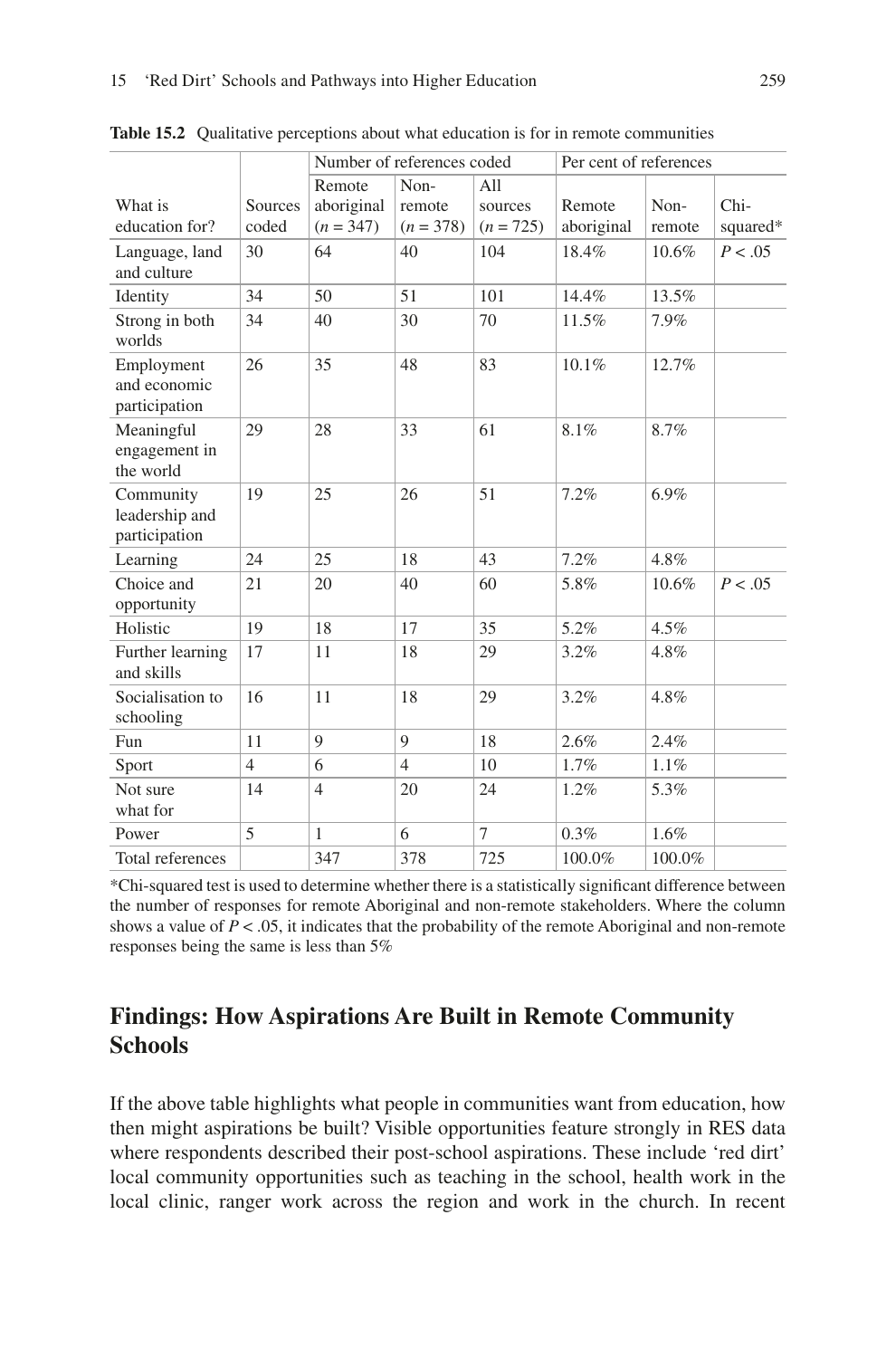**Table 15.2** Qualitative perceptions about what education is for in remote communities

| What is education for? | Sources coded | Number of references coded | | | Per cent of references | | |
|---|---|---|---|---|---|---|---|
| | | Remote aboriginal ($n$ = 347) | Non-remote ($n$ = 378) | All sources ($n$ = 725) | Remote aboriginal | Non-remote | Chi-squared* |
| Language, land and culture | 30 | 64 | 40 | 104 | 18.4% | 10.6% | $P < .05$ |
| Identity | 34 | 50 | 51 | 101 | 14.4% | 13.5% | |
| Strong in both worlds | 34 | 40 | 30 | 70 | 11.5% | 7.9% | |
| Employment and economic participation | 26 | 35 | 48 | 83 | 10.1% | 12.7% | |
| Meaningful engagement in the world | 29 | 28 | 33 | 61 | 8.1% | 8.7% | |
| Community leadership and participation | 19 | 25 | 26 | 51 | 7.2% | 6.9% | |
| Learning | 24 | 25 | 18 | 43 | 7.2% | 4.8% | |
| Choice and opportunity | 21 | 20 | 40 | 60 | 5.8% | 10.6% | $P < .05$ |
| Holistic | 19 | 18 | 17 | 35 | 5.2% | 4.5% | |
| Further learning and skills | 17 | 11 | 18 | 29 | 3.2% | 4.8% | |
| Socialisation to schooling | 16 | 11 | 18 | 29 | 3.2% | 4.8% | |
| Fun | 11 | 9 | 9 | 18 | 2.6% | 2.4% | |
| Sport | 4 | 6 | 4 | 10 | 1.7% | 1.1% | |
| Not sure what for | 14 | 4 | 20 | 24 | 1.2% | 5.3% | |
| Power | 5 | 1 | 6 | 7 | 0.3% | 1.6% | |
| Total references | | 347 | 378 | 725 | 100.0% | 100.0% | |

*Chi-squared test is used to determine whether there is a statistically significant difference between the number of responses for remote Aboriginal and non-remote stakeholders. Where the column shows a value of $P < .05$, it indicates that the probability of the remote Aboriginal and non-remote responses being the same is less than 5%

## Findings: How Aspirations Are Built in Remote Community Schools

If the above table highlights what people in communities want from education, how then might aspirations be built? Visible opportunities feature strongly in RES data where respondents described their post-school aspirations. These include 'red dirt' local community opportunities such as teaching in the school, health work in the local clinic, ranger work across the region and work in the church. In recent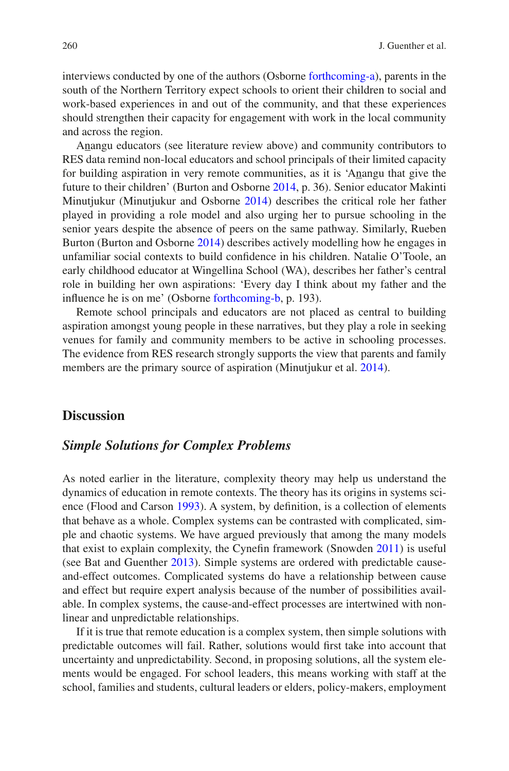interviews conducted by one of the authors (Osborne forthcoming-a), parents in the south of the Northern Territory expect schools to orient their children to social and work-based experiences in and out of the community, and that these experiences should strengthen their capacity for engagement with work in the local community and across the region.

Anangu educators (see literature review above) and community contributors to RES data remind non-local educators and school principals of their limited capacity for building aspiration in very remote communities, as it is 'Anangu that give the future to their children' (Burton and Osborne 2014, p. 36). Senior educator Makinti Minutjukur (Minutjukur and Osborne 2014) describes the critical role her father played in providing a role model and also urging her to pursue schooling in the senior years despite the absence of peers on the same pathway. Similarly, Rueben Burton (Burton and Osborne 2014) describes actively modelling how he engages in unfamiliar social contexts to build confidence in his children. Natalie O'Toole, an early childhood educator at Wingellina School (WA), describes her father's central role in building her own aspirations: 'Every day I think about my father and the influence he is on me' (Osborne forthcoming-b, p. 193).

Remote school principals and educators are not placed as central to building aspiration amongst young people in these narratives, but they play a role in seeking venues for family and community members to be active in schooling processes. The evidence from RES research strongly supports the view that parents and family members are the primary source of aspiration (Minutjukur et al. 2014).

## Discussion

### *Simple Solutions for Complex Problems*

As noted earlier in the literature, complexity theory may help us understand the dynamics of education in remote contexts. The theory has its origins in systems science (Flood and Carson 1993). A system, by definition, is a collection of elements that behave as a whole. Complex systems can be contrasted with complicated, simple and chaotic systems. We have argued previously that among the many models that exist to explain complexity, the Cynefin framework (Snowden 2011) is useful (see Bat and Guenther 2013). Simple systems are ordered with predictable cause-and-effect outcomes. Complicated systems do have a relationship between cause and effect but require expert analysis because of the number of possibilities available. In complex systems, the cause-and-effect processes are intertwined with non-linear and unpredictable relationships.

If it is true that remote education is a complex system, then simple solutions with predictable outcomes will fail. Rather, solutions would first take into account that uncertainty and unpredictability. Second, in proposing solutions, all the system elements would be engaged. For school leaders, this means working with staff at the school, families and students, cultural leaders or elders, policy-makers, employment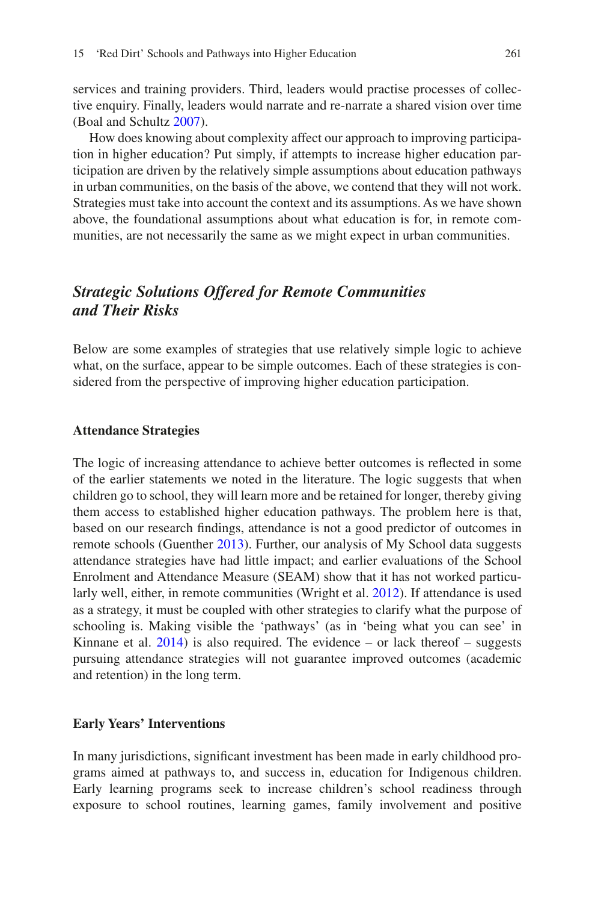services and training providers. Third, leaders would practise processes of collective enquiry. Finally, leaders would narrate and re-narrate a shared vision over time (Boal and Schultz 2007).

How does knowing about complexity affect our approach to improving participation in higher education? Put simply, if attempts to increase higher education participation are driven by the relatively simple assumptions about education pathways in urban communities, on the basis of the above, we contend that they will not work. Strategies must take into account the context and its assumptions. As we have shown above, the foundational assumptions about what education is for, in remote communities, are not necessarily the same as we might expect in urban communities.

## *Strategic Solutions Offered for Remote Communities and Their Risks*

Below are some examples of strategies that use relatively simple logic to achieve what, on the surface, appear to be simple outcomes. Each of these strategies is considered from the perspective of improving higher education participation.

### Attendance Strategies

The logic of increasing attendance to achieve better outcomes is reflected in some of the earlier statements we noted in the literature. The logic suggests that when children go to school, they will learn more and be retained for longer, thereby giving them access to established higher education pathways. The problem here is that, based on our research findings, attendance is not a good predictor of outcomes in remote schools (Guenther 2013). Further, our analysis of My School data suggests attendance strategies have had little impact; and earlier evaluations of the School Enrolment and Attendance Measure (SEAM) show that it has not worked particularly well, either, in remote communities (Wright et al. 2012). If attendance is used as a strategy, it must be coupled with other strategies to clarify what the purpose of schooling is. Making visible the 'pathways' (as in 'being what you can see' in Kinnane et al. 2014) is also required. The evidence – or lack thereof – suggests pursuing attendance strategies will not guarantee improved outcomes (academic and retention) in the long term.

### Early Years' Interventions

In many jurisdictions, significant investment has been made in early childhood programs aimed at pathways to, and success in, education for Indigenous children. Early learning programs seek to increase children's school readiness through exposure to school routines, learning games, family involvement and positive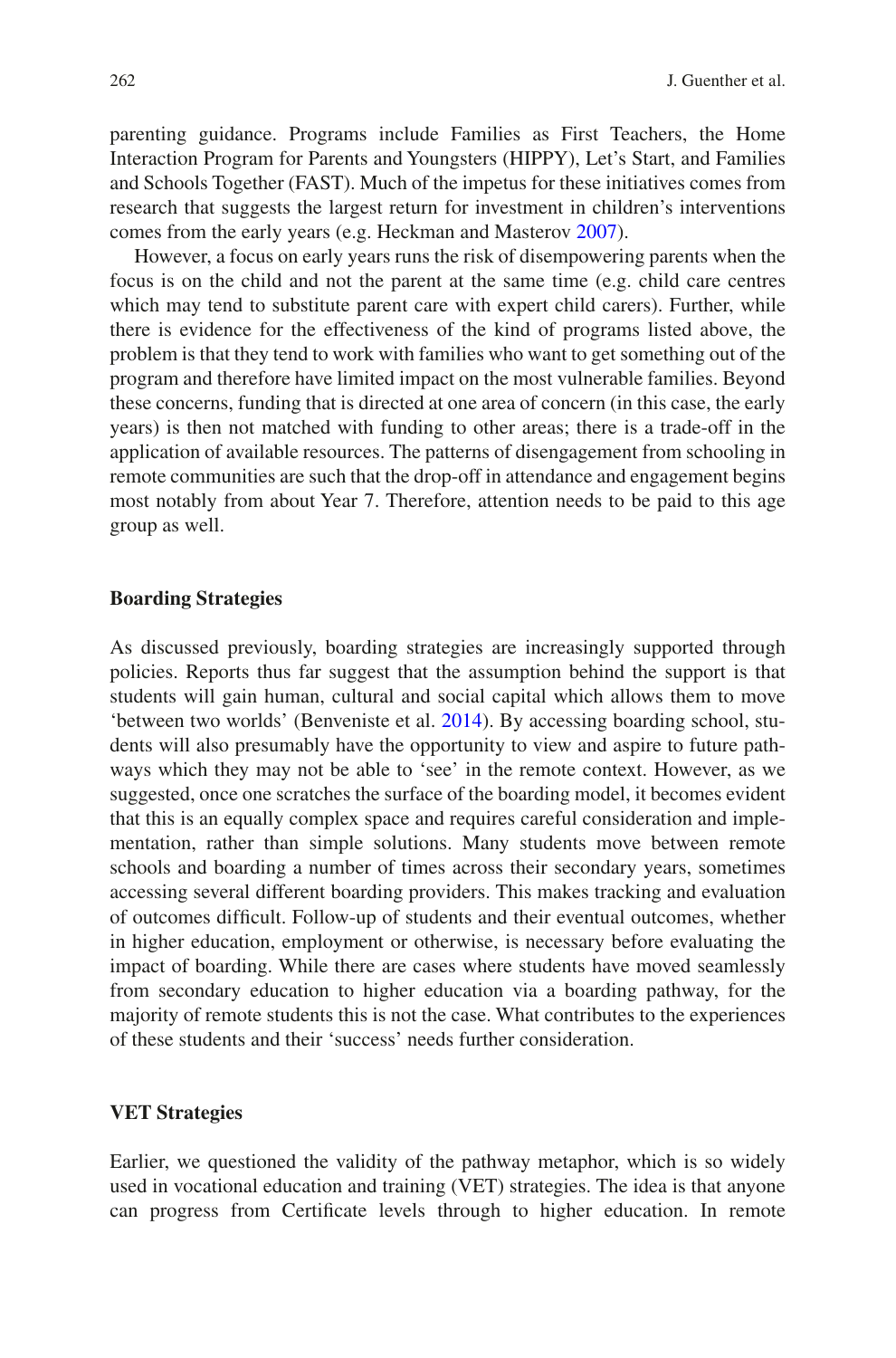parenting guidance. Programs include Families as First Teachers, the Home Interaction Program for Parents and Youngsters (HIPPY), Let's Start, and Families and Schools Together (FAST). Much of the impetus for these initiatives comes from research that suggests the largest return for investment in children's interventions comes from the early years (e.g. Heckman and Masterov 2007).

However, a focus on early years runs the risk of disempowering parents when the focus is on the child and not the parent at the same time (e.g. child care centres which may tend to substitute parent care with expert child carers). Further, while there is evidence for the effectiveness of the kind of programs listed above, the problem is that they tend to work with families who want to get something out of the program and therefore have limited impact on the most vulnerable families. Beyond these concerns, funding that is directed at one area of concern (in this case, the early years) is then not matched with funding to other areas; there is a trade-off in the application of available resources. The patterns of disengagement from schooling in remote communities are such that the drop-off in attendance and engagement begins most notably from about Year 7. Therefore, attention needs to be paid to this age group as well.

### Boarding Strategies

As discussed previously, boarding strategies are increasingly supported through policies. Reports thus far suggest that the assumption behind the support is that students will gain human, cultural and social capital which allows them to move 'between two worlds' (Benveniste et al. 2014). By accessing boarding school, students will also presumably have the opportunity to view and aspire to future pathways which they may not be able to 'see' in the remote context. However, as we suggested, once one scratches the surface of the boarding model, it becomes evident that this is an equally complex space and requires careful consideration and implementation, rather than simple solutions. Many students move between remote schools and boarding a number of times across their secondary years, sometimes accessing several different boarding providers. This makes tracking and evaluation of outcomes difficult. Follow-up of students and their eventual outcomes, whether in higher education, employment or otherwise, is necessary before evaluating the impact of boarding. While there are cases where students have moved seamlessly from secondary education to higher education via a boarding pathway, for the majority of remote students this is not the case. What contributes to the experiences of these students and their 'success' needs further consideration.

### VET Strategies

Earlier, we questioned the validity of the pathway metaphor, which is so widely used in vocational education and training (VET) strategies. The idea is that anyone can progress from Certificate levels through to higher education. In remote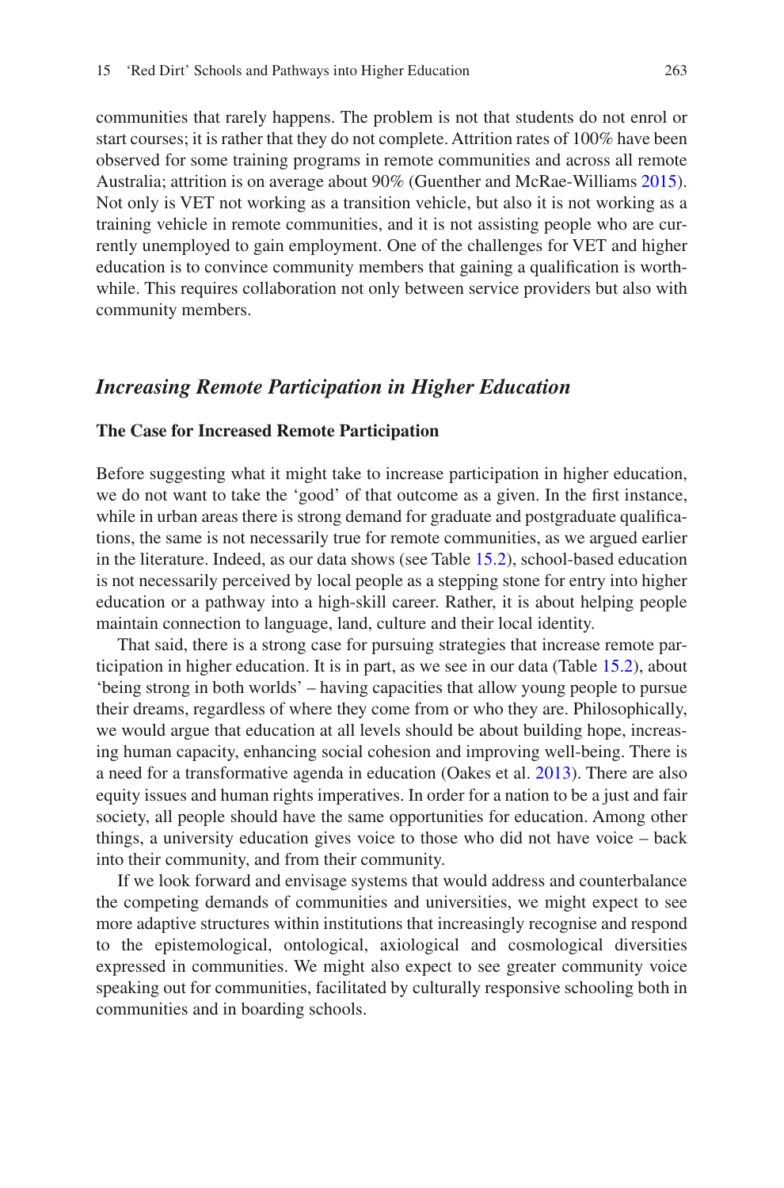communities that rarely happens. The problem is not that students do not enrol or start courses; it is rather that they do not complete. Attrition rates of 100% have been observed for some training programs in remote communities and across all remote Australia; attrition is on average about 90% (Guenther and McRae-Williams 2015). Not only is VET not working as a transition vehicle, but also it is not working as a training vehicle in remote communities, and it is not assisting people who are currently unemployed to gain employment. One of the challenges for VET and higher education is to convince community members that gaining a qualification is worthwhile. This requires collaboration not only between service providers but also with community members.

## *Increasing Remote Participation in Higher Education*

### The Case for Increased Remote Participation

Before suggesting what it might take to increase participation in higher education, we do not want to take the 'good' of that outcome as a given. In the first instance, while in urban areas there is strong demand for graduate and postgraduate qualifications, the same is not necessarily true for remote communities, as we argued earlier in the literature. Indeed, as our data shows (see Table 15.2), school-based education is not necessarily perceived by local people as a stepping stone for entry into higher education or a pathway into a high-skill career. Rather, it is about helping people maintain connection to language, land, culture and their local identity.

That said, there is a strong case for pursuing strategies that increase remote participation in higher education. It is in part, as we see in our data (Table 15.2), about 'being strong in both worlds' – having capacities that allow young people to pursue their dreams, regardless of where they come from or who they are. Philosophically, we would argue that education at all levels should be about building hope, increasing human capacity, enhancing social cohesion and improving well-being. There is a need for a transformative agenda in education (Oakes et al. 2013). There are also equity issues and human rights imperatives. In order for a nation to be a just and fair society, all people should have the same opportunities for education. Among other things, a university education gives voice to those who did not have voice – back into their community, and from their community.

If we look forward and envisage systems that would address and counterbalance the competing demands of communities and universities, we might expect to see more adaptive structures within institutions that increasingly recognise and respond to the epistemological, ontological, axiological and cosmological diversities expressed in communities. We might also expect to see greater community voice speaking out for communities, facilitated by culturally responsive schooling both in communities and in boarding schools.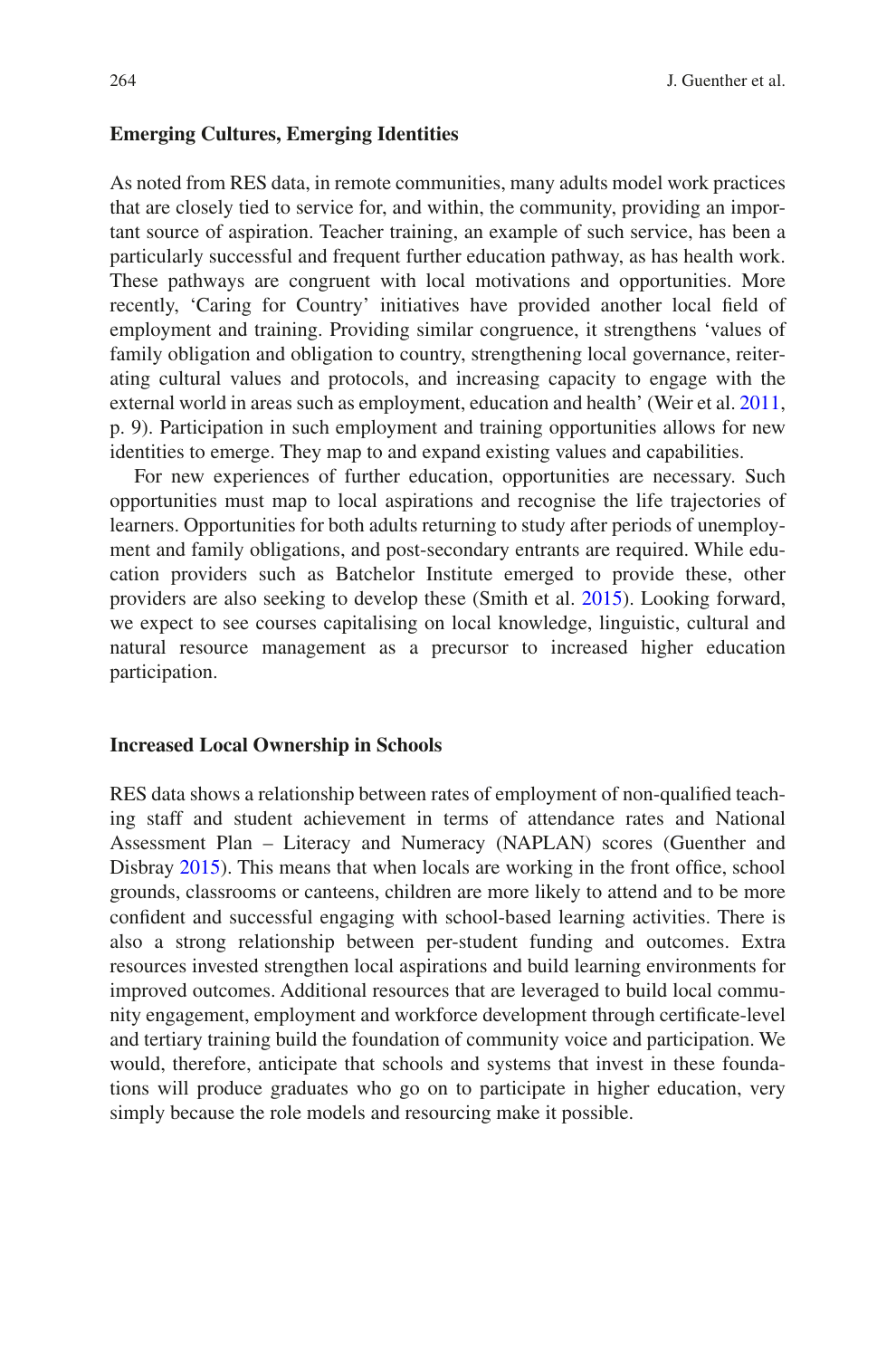### Emerging Cultures, Emerging Identities

As noted from RES data, in remote communities, many adults model work practices that are closely tied to service for, and within, the community, providing an important source of aspiration. Teacher training, an example of such service, has been a particularly successful and frequent further education pathway, as has health work. These pathways are congruent with local motivations and opportunities. More recently, 'Caring for Country' initiatives have provided another local field of employment and training. Providing similar congruence, it strengthens 'values of family obligation and obligation to country, strengthening local governance, reiterating cultural values and protocols, and increasing capacity to engage with the external world in areas such as employment, education and health' (Weir et al. 2011, p. 9). Participation in such employment and training opportunities allows for new identities to emerge. They map to and expand existing values and capabilities.

For new experiences of further education, opportunities are necessary. Such opportunities must map to local aspirations and recognise the life trajectories of learners. Opportunities for both adults returning to study after periods of unemployment and family obligations, and post-secondary entrants are required. While education providers such as Batchelor Institute emerged to provide these, other providers are also seeking to develop these (Smith et al. 2015). Looking forward, we expect to see courses capitalising on local knowledge, linguistic, cultural and natural resource management as a precursor to increased higher education participation.

### Increased Local Ownership in Schools

RES data shows a relationship between rates of employment of non-qualified teaching staff and student achievement in terms of attendance rates and National Assessment Plan – Literacy and Numeracy (NAPLAN) scores (Guenther and Disbray 2015). This means that when locals are working in the front office, school grounds, classrooms or canteens, children are more likely to attend and to be more confident and successful engaging with school-based learning activities. There is also a strong relationship between per-student funding and outcomes. Extra resources invested strengthen local aspirations and build learning environments for improved outcomes. Additional resources that are leveraged to build local community engagement, employment and workforce development through certificate-level and tertiary training build the foundation of community voice and participation. We would, therefore, anticipate that schools and systems that invest in these foundations will produce graduates who go on to participate in higher education, very simply because the role models and resourcing make it possible.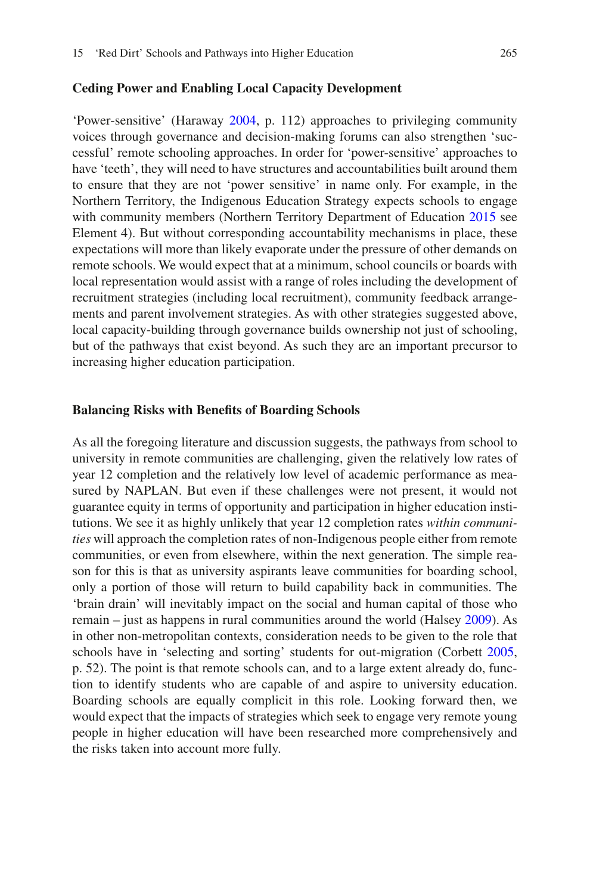### Ceding Power and Enabling Local Capacity Development

'Power-sensitive' (Haraway 2004, p. 112) approaches to privileging community voices through governance and decision-making forums can also strengthen 'successful' remote schooling approaches. In order for 'power-sensitive' approaches to have 'teeth', they will need to have structures and accountabilities built around them to ensure that they are not 'power sensitive' in name only. For example, in the Northern Territory, the Indigenous Education Strategy expects schools to engage with community members (Northern Territory Department of Education 2015 see Element 4). But without corresponding accountability mechanisms in place, these expectations will more than likely evaporate under the pressure of other demands on remote schools. We would expect that at a minimum, school councils or boards with local representation would assist with a range of roles including the development of recruitment strategies (including local recruitment), community feedback arrangements and parent involvement strategies. As with other strategies suggested above, local capacity-building through governance builds ownership not just of schooling, but of the pathways that exist beyond. As such they are an important precursor to increasing higher education participation.

### Balancing Risks with Benefits of Boarding Schools

As all the foregoing literature and discussion suggests, the pathways from school to university in remote communities are challenging, given the relatively low rates of year 12 completion and the relatively low level of academic performance as measured by NAPLAN. But even if these challenges were not present, it would not guarantee equity in terms of opportunity and participation in higher education institutions. We see it as highly unlikely that year 12 completion rates *within communities* will approach the completion rates of non-Indigenous people either from remote communities, or even from elsewhere, within the next generation. The simple reason for this is that as university aspirants leave communities for boarding school, only a portion of those will return to build capability back in communities. The 'brain drain' will inevitably impact on the social and human capital of those who remain – just as happens in rural communities around the world (Halsey 2009). As in other non-metropolitan contexts, consideration needs to be given to the role that schools have in 'selecting and sorting' students for out-migration (Corbett 2005, p. 52). The point is that remote schools can, and to a large extent already do, function to identify students who are capable of and aspire to university education. Boarding schools are equally complicit in this role. Looking forward then, we would expect that the impacts of strategies which seek to engage very remote young people in higher education will have been researched more comprehensively and the risks taken into account more fully.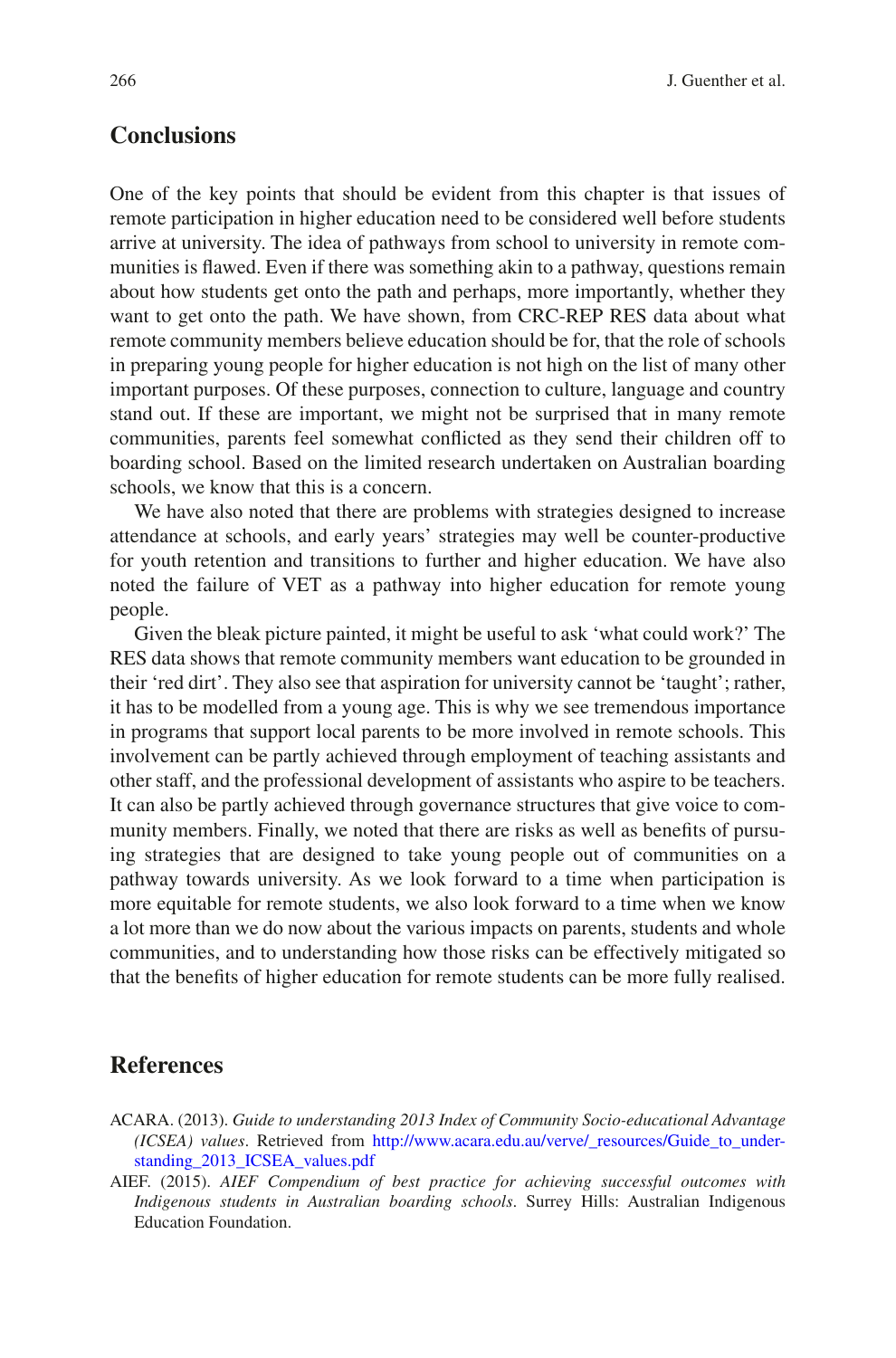## Conclusions

One of the key points that should be evident from this chapter is that issues of remote participation in higher education need to be considered well before students arrive at university. The idea of pathways from school to university in remote communities is flawed. Even if there was something akin to a pathway, questions remain about how students get onto the path and perhaps, more importantly, whether they want to get onto the path. We have shown, from CRC-REP RES data about what remote community members believe education should be for, that the role of schools in preparing young people for higher education is not high on the list of many other important purposes. Of these purposes, connection to culture, language and country stand out. If these are important, we might not be surprised that in many remote communities, parents feel somewhat conflicted as they send their children off to boarding school. Based on the limited research undertaken on Australian boarding schools, we know that this is a concern.

We have also noted that there are problems with strategies designed to increase attendance at schools, and early years' strategies may well be counter-productive for youth retention and transitions to further and higher education. We have also noted the failure of VET as a pathway into higher education for remote young people.

Given the bleak picture painted, it might be useful to ask 'what could work?' The RES data shows that remote community members want education to be grounded in their 'red dirt'. They also see that aspiration for university cannot be 'taught'; rather, it has to be modelled from a young age. This is why we see tremendous importance in programs that support local parents to be more involved in remote schools. This involvement can be partly achieved through employment of teaching assistants and other staff, and the professional development of assistants who aspire to be teachers. It can also be partly achieved through governance structures that give voice to community members. Finally, we noted that there are risks as well as benefits of pursuing strategies that are designed to take young people out of communities on a pathway towards university. As we look forward to a time when participation is more equitable for remote students, we also look forward to a time when we know a lot more than we do now about the various impacts on parents, students and whole communities, and to understanding how those risks can be effectively mitigated so that the benefits of higher education for remote students can be more fully realised.

## References

ACARA. (2013). *Guide to understanding 2013 Index of Community Socio-educational Advantage (ICSEA) values*. Retrieved from http://www.acara.edu.au/verve/_resources/Guide_to_understanding_2013_ICSEA_values.pdf

AIEF. (2015). *AIEF Compendium of best practice for achieving successful outcomes with Indigenous students in Australian boarding schools*. Surrey Hills: Australian Indigenous Education Foundation.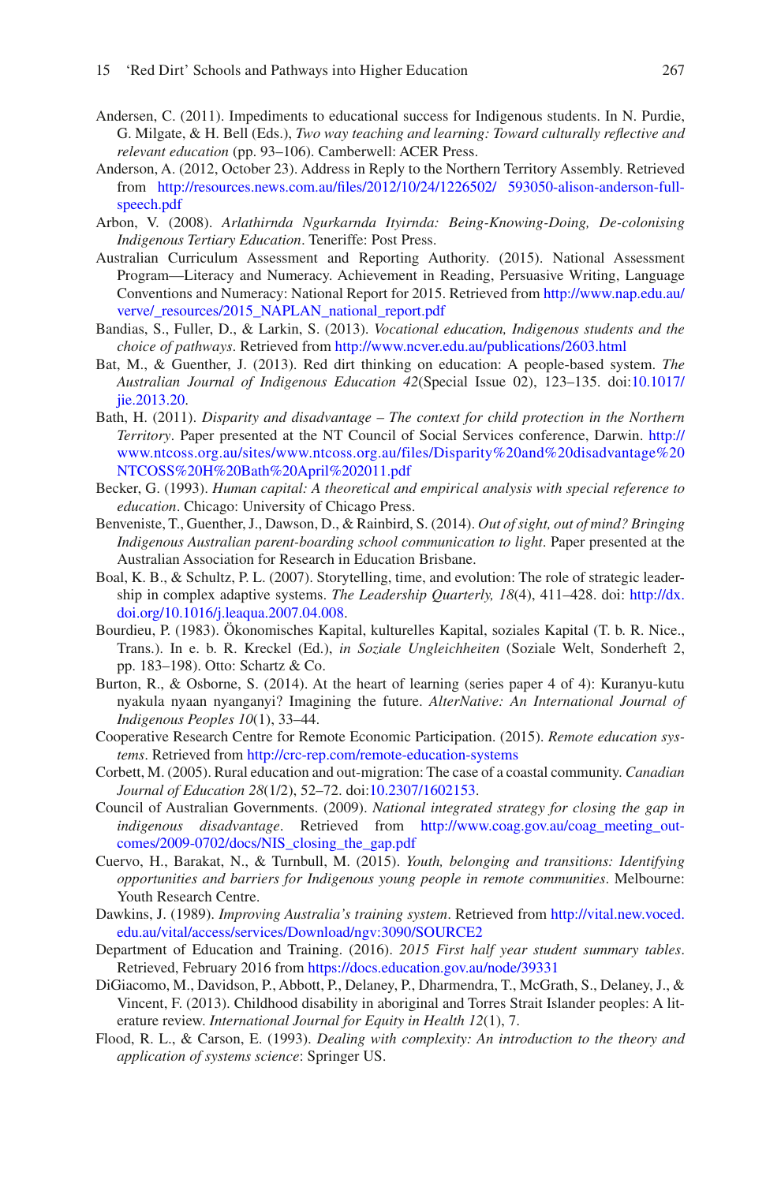Andersen, C. (2011). Impediments to educational success for Indigenous students. In N. Purdie, G. Milgate, & H. Bell (Eds.), *Two way teaching and learning: Toward culturally reflective and relevant education* (pp. 93–106). Camberwell: ACER Press.

Anderson, A. (2012, October 23). Address in Reply to the Northern Territory Assembly. Retrieved from http://resources.news.com.au/files/2012/10/24/1226502/ 593050-alison-anderson-full-speech.pdf

Arbon, V. (2008). *Arlathirnda Ngurkarnda Ityirnda: Being-Knowing-Doing, De-colonising Indigenous Tertiary Education*. Teneriffe: Post Press.

Australian Curriculum Assessment and Reporting Authority. (2015). National Assessment Program—Literacy and Numeracy. Achievement in Reading, Persuasive Writing, Language Conventions and Numeracy: National Report for 2015. Retrieved from http://www.nap.edu.au/verve/_resources/2015_NAPLAN_national_report.pdf

Bandias, S., Fuller, D., & Larkin, S. (2013). *Vocational education, Indigenous students and the choice of pathways*. Retrieved from http://www.ncver.edu.au/publications/2603.html

Bat, M., & Guenther, J. (2013). Red dirt thinking on education: A people-based system. *The Australian Journal of Indigenous Education 42*(Special Issue 02), 123–135. doi:10.1017/jie.2013.20.

Bath, H. (2011). *Disparity and disadvantage – The context for child protection in the Northern Territory*. Paper presented at the NT Council of Social Services conference, Darwin. http://www.ntcoss.org.au/sites/www.ntcoss.org.au/files/Disparity%20and%20disadvantage%20NTCOSS%20H%20Bath%20April%202011.pdf

Becker, G. (1993). *Human capital: A theoretical and empirical analysis with special reference to education*. Chicago: University of Chicago Press.

Benveniste, T., Guenther, J., Dawson, D., & Rainbird, S. (2014). *Out of sight, out of mind? Bringing Indigenous Australian parent-boarding school communication to light*. Paper presented at the Australian Association for Research in Education Brisbane.

Boal, K. B., & Schultz, P. L. (2007). Storytelling, time, and evolution: The role of strategic leadership in complex adaptive systems. *The Leadership Quarterly, 18*(4), 411–428. doi: http://dx.doi.org/10.1016/j.leaqua.2007.04.008.

Bourdieu, P. (1983). Ökonomisches Kapital, kulturelles Kapital, soziales Kapital (T. b. R. Nice., Trans.). In e. b. R. Kreckel (Ed.), *in Soziale Ungleichheiten* (Soziale Welt, Sonderheft 2, pp. 183–198). Otto: Schartz & Co.

Burton, R., & Osborne, S. (2014). At the heart of learning (series paper 4 of 4): Kuranyu-kutu nyakula nyaan nyanganyi? Imagining the future. *AlterNative: An International Journal of Indigenous Peoples 10*(1), 33–44.

Cooperative Research Centre for Remote Economic Participation. (2015). *Remote education systems*. Retrieved from http://crc-rep.com/remote-education-systems

Corbett, M. (2005). Rural education and out-migration: The case of a coastal community. *Canadian Journal of Education 28*(1/2), 52–72. doi:10.2307/1602153.

Council of Australian Governments. (2009). *National integrated strategy for closing the gap in indigenous disadvantage*. Retrieved from http://www.coag.gov.au/coag_meeting_outcomes/2009-0702/docs/NIS_closing_the_gap.pdf

Cuervo, H., Barakat, N., & Turnbull, M. (2015). *Youth, belonging and transitions: Identifying opportunities and barriers for Indigenous young people in remote communities*. Melbourne: Youth Research Centre.

Dawkins, J. (1989). *Improving Australia's training system*. Retrieved from http://vital.new.voced.edu.au/vital/access/services/Download/ngv:3090/SOURCE2

Department of Education and Training. (2016). *2015 First half year student summary tables*. Retrieved, February 2016 from https://docs.education.gov.au/node/39331

DiGiacomo, M., Davidson, P., Abbott, P., Delaney, P., Dharmendra, T., McGrath, S., Delaney, J., & Vincent, F. (2013). Childhood disability in aboriginal and Torres Strait Islander peoples: A literature review. *International Journal for Equity in Health 12*(1), 7.

Flood, R. L., & Carson, E. (1993). *Dealing with complexity: An introduction to the theory and application of systems science*: Springer US.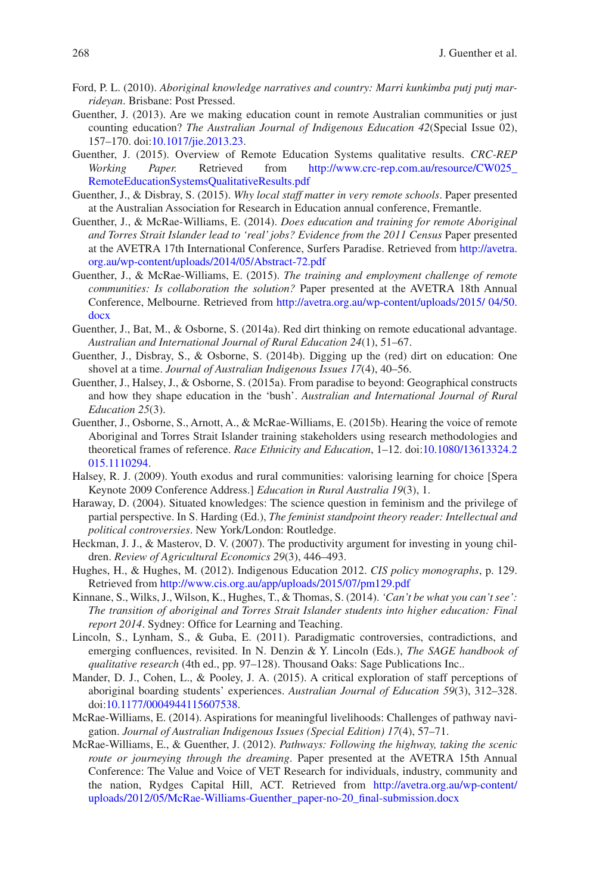Ford, P. L. (2010). *Aboriginal knowledge narratives and country: Marri kunkimba putj putj marrideyan*. Brisbane: Post Pressed.

Guenther, J. (2013). Are we making education count in remote Australian communities or just counting education? *The Australian Journal of Indigenous Education 42*(Special Issue 02), 157–170. doi:10.1017/jie.2013.23.

Guenther, J. (2015). Overview of Remote Education Systems qualitative results. *CRC-REP Working Paper.* Retrieved from http://www.crc-rep.com.au/resource/CW025_RemoteEducationSystemsQualitativeResults.pdf

Guenther, J., & Disbray, S. (2015). *Why local staff matter in very remote schools*. Paper presented at the Australian Association for Research in Education annual conference, Fremantle.

Guenther, J., & McRae-Williams, E. (2014). *Does education and training for remote Aboriginal and Torres Strait Islander lead to 'real' jobs? Evidence from the 2011 Census* Paper presented at the AVETRA 17th International Conference, Surfers Paradise. Retrieved from http://avetra.org.au/wp-content/uploads/2014/05/Abstract-72.pdf

Guenther, J., & McRae-Williams, E. (2015). *The training and employment challenge of remote communities: Is collaboration the solution?* Paper presented at the AVETRA 18th Annual Conference, Melbourne. Retrieved from http://avetra.org.au/wp-content/uploads/2015/ 04/50.docx

Guenther, J., Bat, M., & Osborne, S. (2014a). Red dirt thinking on remote educational advantage. *Australian and International Journal of Rural Education 24*(1), 51–67.

Guenther, J., Disbray, S., & Osborne, S. (2014b). Digging up the (red) dirt on education: One shovel at a time. *Journal of Australian Indigenous Issues 17*(4), 40–56.

Guenther, J., Halsey, J., & Osborne, S. (2015a). From paradise to beyond: Geographical constructs and how they shape education in the 'bush'. *Australian and International Journal of Rural Education 25*(3).

Guenther, J., Osborne, S., Arnott, A., & McRae-Williams, E. (2015b). Hearing the voice of remote Aboriginal and Torres Strait Islander training stakeholders using research methodologies and theoretical frames of reference. *Race Ethnicity and Education*, 1–12. doi:10.1080/13613324.2015.1110294.

Halsey, R. J. (2009). Youth exodus and rural communities: valorising learning for choice [Spera Keynote 2009 Conference Address.] *Education in Rural Australia 19*(3), 1.

Haraway, D. (2004). Situated knowledges: The science question in feminism and the privilege of partial perspective. In S. Harding (Ed.), *The feminist standpoint theory reader: Intellectual and political controversies*. New York/London: Routledge.

Heckman, J. J., & Masterov, D. V. (2007). The productivity argument for investing in young children. *Review of Agricultural Economics 29*(3), 446–493.

Hughes, H., & Hughes, M. (2012). Indigenous Education 2012. *CIS policy monographs*, p. 129. Retrieved from http://www.cis.org.au/app/uploads/2015/07/pm129.pdf

Kinnane, S., Wilks, J., Wilson, K., Hughes, T., & Thomas, S. (2014). *'Can't be what you can't see': The transition of aboriginal and Torres Strait Islander students into higher education: Final report 2014*. Sydney: Office for Learning and Teaching.

Lincoln, S., Lynham, S., & Guba, E. (2011). Paradigmatic controversies, contradictions, and emerging confluences, revisited. In N. Denzin & Y. Lincoln (Eds.), *The SAGE handbook of qualitative research* (4th ed., pp. 97–128). Thousand Oaks: Sage Publications Inc..

Mander, D. J., Cohen, L., & Pooley, J. A. (2015). A critical exploration of staff perceptions of aboriginal boarding students' experiences. *Australian Journal of Education 59*(3), 312–328. doi:10.1177/0004944115607538.

McRae-Williams, E. (2014). Aspirations for meaningful livelihoods: Challenges of pathway navigation. *Journal of Australian Indigenous Issues (Special Edition) 17*(4), 57–71.

McRae-Williams, E., & Guenther, J. (2012). *Pathways: Following the highway, taking the scenic route or journeying through the dreaming*. Paper presented at the AVETRA 15th Annual Conference: The Value and Voice of VET Research for individuals, industry, community and the nation, Rydges Capital Hill, ACT. Retrieved from http://avetra.org.au/wp-content/uploads/2012/05/McRae-Williams-Guenther_paper-no-20_final-submission.docx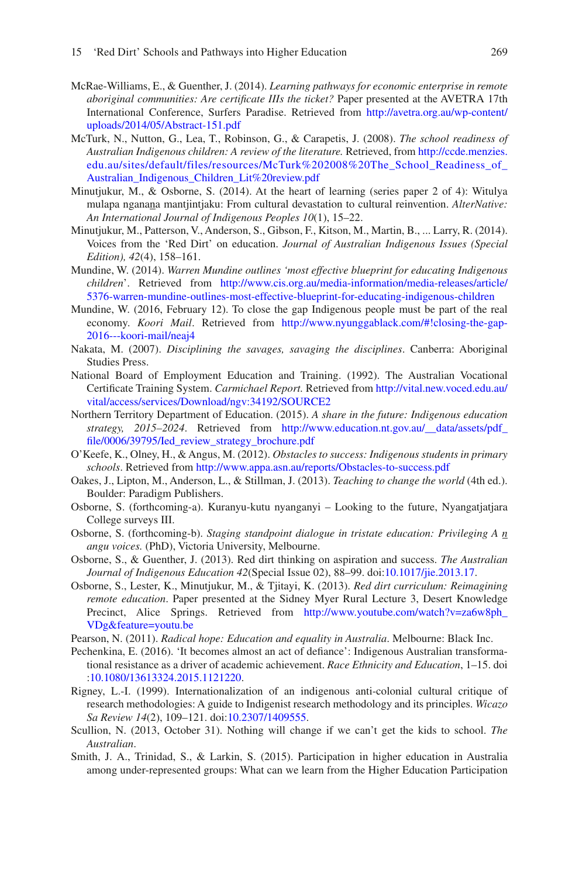McRae-Williams, E., & Guenther, J. (2014). *Learning pathways for economic enterprise in remote aboriginal communities: Are certificate IIIs the ticket?* Paper presented at the AVETRA 17th International Conference, Surfers Paradise. Retrieved from http://avetra.org.au/wp-content/uploads/2014/05/Abstract-151.pdf

McTurk, N., Nutton, G., Lea, T., Robinson, G., & Carapetis, J. (2008). *The school readiness of Australian Indigenous children: A review of the literature.* Retrieved, from http://ccde.menzies.edu.au/sites/default/files/resources/McTurk%202008%20The_School_Readiness_of_Australian_Indigenous_Children_Lit%20review.pdf

Minutjukur, M., & Osborne, S. (2014). At the heart of learning (series paper 2 of 4): Witulya mulapa ngana<u>n</u>a mantjintjaku: From cultural devastation to cultural reinvention. *AlterNative: An International Journal of Indigenous Peoples 10*(1), 15–22.

Minutjukur, M., Patterson, V., Anderson, S., Gibson, F., Kitson, M., Martin, B., ... Larry, R. (2014). Voices from the 'Red Dirt' on education. *Journal of Australian Indigenous Issues (Special Edition), 42*(4), 158–161.

Mundine, W. (2014). *Warren Mundine outlines 'most effective blueprint for educating Indigenous children*'. Retrieved from http://www.cis.org.au/media-information/media-releases/article/5376-warren-mundine-outlines-most-effective-blueprint-for-educating-indigenous-children

Mundine, W. (2016, February 12). To close the gap Indigenous people must be part of the real economy. *Koori Mail*. Retrieved from http://www.nyunggablack.com/#!closing-the-gap-2016---koori-mail/neaj4

Nakata, M. (2007). *Disciplining the savages, savaging the disciplines*. Canberra: Aboriginal Studies Press.

National Board of Employment Education and Training. (1992). The Australian Vocational Certificate Training System. *Carmichael Report*. Retrieved from http://vital.new.voced.edu.au/vital/access/services/Download/ngv:34192/SOURCE2

Northern Territory Department of Education. (2015). *A share in the future: Indigenous education strategy, 2015–2024*. Retrieved from http://www.education.nt.gov.au/__data/assets/pdf_file/0006/39795/Ied_review_strategy_brochure.pdf

O'Keefe, K., Olney, H., & Angus, M. (2012). *Obstacles to success: Indigenous students in primary schools*. Retrieved from http://www.appa.asn.au/reports/Obstacles-to-success.pdf

Oakes, J., Lipton, M., Anderson, L., & Stillman, J. (2013). *Teaching to change the world* (4th ed.). Boulder: Paradigm Publishers.

Osborne, S. (forthcoming-a). Kuranyu-kutu nyanganyi – Looking to the future, Nyangatjatjara College surveys III.

Osborne, S. (forthcoming-b). *Staging standpoint dialogue in tristate education: Privileging A <u>n</u> angu voices.* (PhD), Victoria University, Melbourne.

Osborne, S., & Guenther, J. (2013). Red dirt thinking on aspiration and success. *The Australian Journal of Indigenous Education 42*(Special Issue 02), 88–99. doi:10.1017/jie.2013.17.

Osborne, S., Lester, K., Minutjukur, M., & Tjitayi, K. (2013). *Red dirt curriculum: Reimagining remote education*. Paper presented at the Sidney Myer Rural Lecture 3, Desert Knowledge Precinct, Alice Springs. Retrieved from http://www.youtube.com/watch?v=za6w8ph_VDg&feature=youtu.be

Pearson, N. (2011). *Radical hope: Education and equality in Australia*. Melbourne: Black Inc.

Pechenkina, E. (2016). 'It becomes almost an act of defiance': Indigenous Australian transformational resistance as a driver of academic achievement. *Race Ethnicity and Education*, 1–15. doi:10.1080/13613324.2015.1121220.

Rigney, L.-I. (1999). Internationalization of an indigenous anti-colonial cultural critique of research methodologies: A guide to Indigenist research methodology and its principles. *Wicazo Sa Review 14*(2), 109–121. doi:10.2307/1409555.

Scullion, N. (2013, October 31). Nothing will change if we can't get the kids to school. *The Australian*.

Smith, J. A., Trinidad, S., & Larkin, S. (2015). Participation in higher education in Australia among under-represented groups: What can we learn from the Higher Education Participation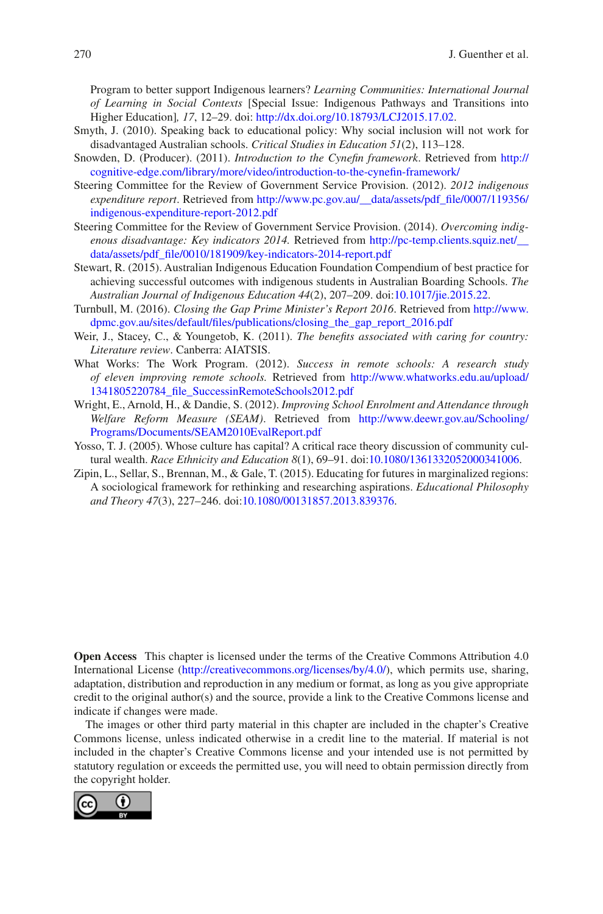Program to better support Indigenous learners? *Learning Communities: International Journal of Learning in Social Contexts* [Special Issue: Indigenous Pathways and Transitions into Higher Education], *17*, 12–29. doi: http://dx.doi.org/10.18793/LCJ2015.17.02.

Smyth, J. (2010). Speaking back to educational policy: Why social inclusion will not work for disadvantaged Australian schools. *Critical Studies in Education 51*(2), 113–128.

Snowden, D. (Producer). (2011). *Introduction to the Cynefin framework*. Retrieved from http://cognitive-edge.com/library/more/video/introduction-to-the-cynefin-framework/

Steering Committee for the Review of Government Service Provision. (2012). *2012 indigenous expenditure report*. Retrieved from http://www.pc.gov.au/__data/assets/pdf_file/0007/119356/indigenous-expenditure-report-2012.pdf

Steering Committee for the Review of Government Service Provision. (2014). *Overcoming indigenous disadvantage: Key indicators 2014.* Retrieved from http://pc-temp.clients.squiz.net/__data/assets/pdf_file/0010/181909/key-indicators-2014-report.pdf

Stewart, R. (2015). Australian Indigenous Education Foundation Compendium of best practice for achieving successful outcomes with indigenous students in Australian Boarding Schools. *The Australian Journal of Indigenous Education 44*(2), 207–209. doi:10.1017/jie.2015.22.

Turnbull, M. (2016). *Closing the Gap Prime Minister's Report 2016*. Retrieved from http://www.dpmc.gov.au/sites/default/files/publications/closing_the_gap_report_2016.pdf

Weir, J., Stacey, C., & Youngetob, K. (2011). *The benefits associated with caring for country: Literature review*. Canberra: AIATSIS.

What Works: The Work Program. (2012). *Success in remote schools: A research study of eleven improving remote schools.* Retrieved from http://www.whatworks.edu.au/upload/1341805220784_file_SuccessinRemoteSchools2012.pdf

Wright, E., Arnold, H., & Dandie, S. (2012). *Improving School Enrolment and Attendance through Welfare Reform Measure (SEAM)*. Retrieved from http://www.deewr.gov.au/Schooling/Programs/Documents/SEAM2010EvalReport.pdf

Yosso, T. J. (2005). Whose culture has capital? A critical race theory discussion of community cultural wealth. *Race Ethnicity and Education 8*(1), 69–91. doi:10.1080/1361332052000341006.

Zipin, L., Sellar, S., Brennan, M., & Gale, T. (2015). Educating for futures in marginalized regions: A sociological framework for rethinking and researching aspirations. *Educational Philosophy and Theory 47*(3), 227–246. doi:10.1080/00131857.2013.839376.

**Open Access** This chapter is licensed under the terms of the Creative Commons Attribution 4.0 International License (http://creativecommons.org/licenses/by/4.0/), which permits use, sharing, adaptation, distribution and reproduction in any medium or format, as long as you give appropriate credit to the original author(s) and the source, provide a link to the Creative Commons license and indicate if changes were made.

The images or other third party material in this chapter are included in the chapter's Creative Commons license, unless indicated otherwise in a credit line to the material. If material is not included in the chapter's Creative Commons license and your intended use is not permitted by statutory regulation or exceeds the permitted use, you will need to obtain permission directly from the copyright holder.